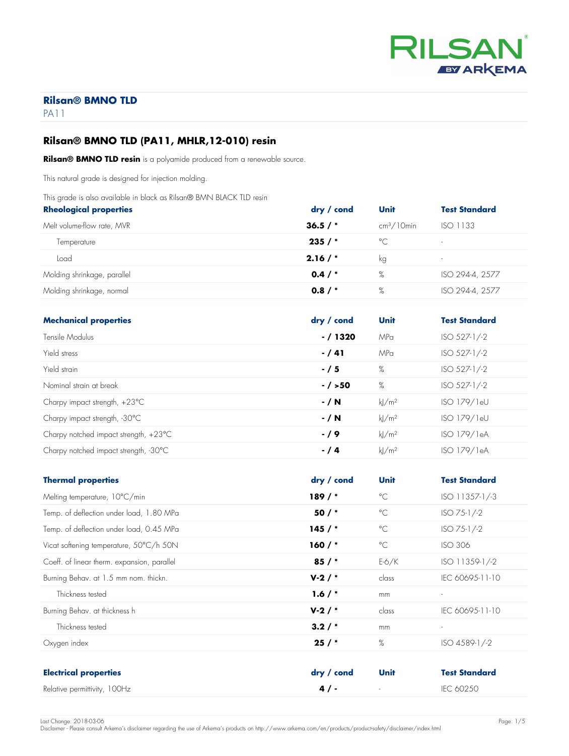# Rilsan® BMNO TLD

PA11

## Rilsan® BMNO TLD (PA11, MHLR,12-010) resin

**Rilsan® BMNO TLD resin** is a polyamide produced from a renewable source.

This natural grade is designed for injection molding.

This grade is also available in black as Rilsan® BMN BLACK TLD resin

| Rheological properties | dry / cond | Unit | Test Standard |
|---|---|---|---|
| Melt volume-flow rate, MVR | **36.5 / \*** | cm³/10min | ISO 1133 |
| Temperature | **235 / \*** | °C | - |
| Load | **2.16 / \*** | kg | - |
| Molding shrinkage, parallel | **0.4 / \*** | % | ISO 294-4, 2577 |
| Molding shrinkage, normal | **0.8 / \*** | % | ISO 294-4, 2577 |

| Mechanical properties | dry / cond | Unit | Test Standard |
|---|---|---|---|
| Tensile Modulus | **- / 1320** | MPa | ISO 527-1/-2 |
| Yield stress | **- / 41** | MPa | ISO 527-1/-2 |
| Yield strain | **- / 5** | % | ISO 527-1/-2 |
| Nominal strain at break | **- / >50** | % | ISO 527-1/-2 |
| Charpy impact strength, +23°C | **- / N** | kJ/m² | ISO 179/1eU |
| Charpy impact strength, -30°C | **- / N** | kJ/m² | ISO 179/1eU |
| Charpy notched impact strength, +23°C | **- / 9** | kJ/m² | ISO 179/1eA |
| Charpy notched impact strength, -30°C | **- / 4** | kJ/m² | ISO 179/1eA |

| Thermal properties | dry / cond | Unit | Test Standard |
|---|---|---|---|
| Melting temperature, 10°C/min | **189 / \*** | °C | ISO 11357-1/-3 |
| Temp. of deflection under load, 1.80 MPa | **50 / \*** | °C | ISO 75-1/-2 |
| Temp. of deflection under load, 0.45 MPa | **145 / \*** | °C | ISO 75-1/-2 |
| Vicat softening temperature, 50°C/h 50N | **160 / \*** | °C | ISO 306 |
| Coeff. of linear therm. expansion, parallel | **85 / \*** | E-6/K | ISO 11359-1/-2 |
| Burning Behav. at 1.5 mm nom. thickn. | **V-2 / \*** | class | IEC 60695-11-10 |
| Thickness tested | **1.6 / \*** | mm | - |
| Burning Behav. at thickness h | **V-2 / \*** | class | IEC 60695-11-10 |
| Thickness tested | **3.2 / \*** | mm | - |
| Oxygen index | **25 / \*** | % | ISO 4589-1/-2 |

| Electrical properties | dry / cond | Unit | Test Standard |
|---|---|---|---|
| Relative permittivity, 100Hz | **4 / -** | - | IEC 60250 |

Last Change: 2018-03-06

Disclaimer - Please consult Arkema's disclaimer regarding the use of Arkema's products on http://www.arkema.com/en/products/product-safety/disclaimer/index.html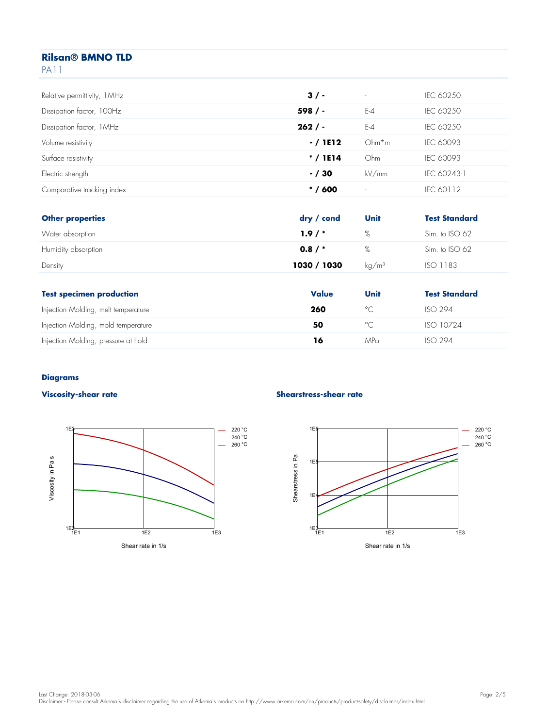# Rilsan® BMNO TLD

PA11

| | | | |
|---|---|---|---|
| Relative permittivity, 1MHz | **3 / -** | - | IEC 60250 |
| Dissipation factor, 100Hz | **598 / -** | E-4 | IEC 60250 |
| Dissipation factor, 1MHz | **262 / -** | E-4 | IEC 60250 |
| Volume resistivity | **- / 1E12** | Ohm*m | IEC 60093 |
| Surface resistivity | **\* / 1E14** | Ohm | IEC 60093 |
| Electric strength | **- / 30** | kV/mm | IEC 60243-1 |
| Comparative tracking index | **\* / 600** | - | IEC 60112 |

| **Other properties** | **dry / cond** | **Unit** | **Test Standard** |
|---|---|---|---|
| Water absorption | **1.9 / \*** | % | Sim. to ISO 62 |
| Humidity absorption | **0.8 / \*** | % | Sim. to ISO 62 |
| Density | **1030 / 1030** | kg/m³ | ISO 1183 |

| **Test specimen production** | **Value** | **Unit** | **Test Standard** |
|---|---|---|---|
| Injection Molding, melt temperature | **260** | °C | ISO 294 |
| Injection Molding, mold temperature | **50** | °C | ISO 10724 |
| Injection Molding, pressure at hold | **16** | MPa | ISO 294 |

## Diagrams

### Viscosity-shear rate

Viscosity in Pa s (1E2 – 1E3) vs. Shear rate in 1/s (1E1 – 1E3); curves: 220 °C, 240 °C, 260 °C

### Shearstress-shear rate

Shearstress in Pa (1E3 – 1E6) vs. Shear rate in 1/s (1E1 – 1E3); curves: 220 °C, 240 °C, 260 °C

Last Change: 2018-03-06
Disclaimer - Please consult Arkema's disclaimer regarding the use of Arkema's products on http://www.arkema.com/en/products/product-safety/disclaimer/index.html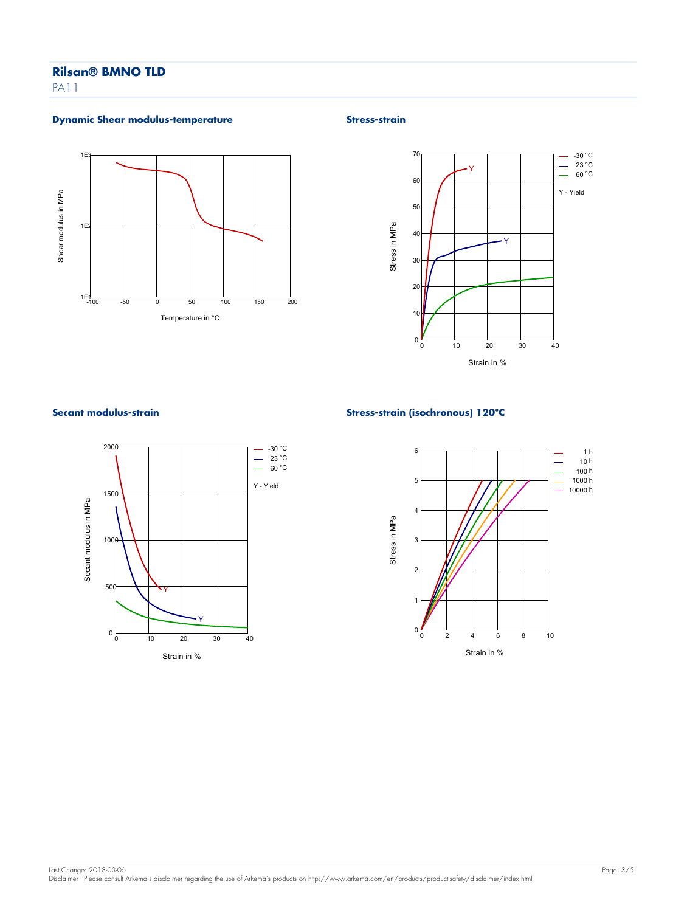# Rilsan® BMNO TLD

PA11

## Dynamic Shear modulus-temperature

Shear modulus in MPa

1E3

1E2

1E1

-100 -50 0 50 100 150 200

Temperature in °C

## Stress-strain

Stress in MPa

70 60 50 40 30 20 10 0

0 10 20 30 40

Strain in %

— -30 °C
— 23 °C
— 60 °C

Y - Yield

## Secant modulus-strain

Secant modulus in MPa

2000 1500 1000 500 0

0 10 20 30 40

Strain in %

— -30 °C
— 23 °C
— 60 °C

Y - Yield

## Stress-strain (isochronous) 120°C

Stress in MPa

6 5 4 3 2 1 0

0 2 4 6 8 10

Strain in %

— 1 h
— 10 h
— 100 h
— 1000 h
— 10000 h

Last Change: 2018-03-06

Disclaimer - Please consult Arkema's disclaimer regarding the use of Arkema's products on http://www.arkema.com/en/products/product-safety/disclaimer/index.html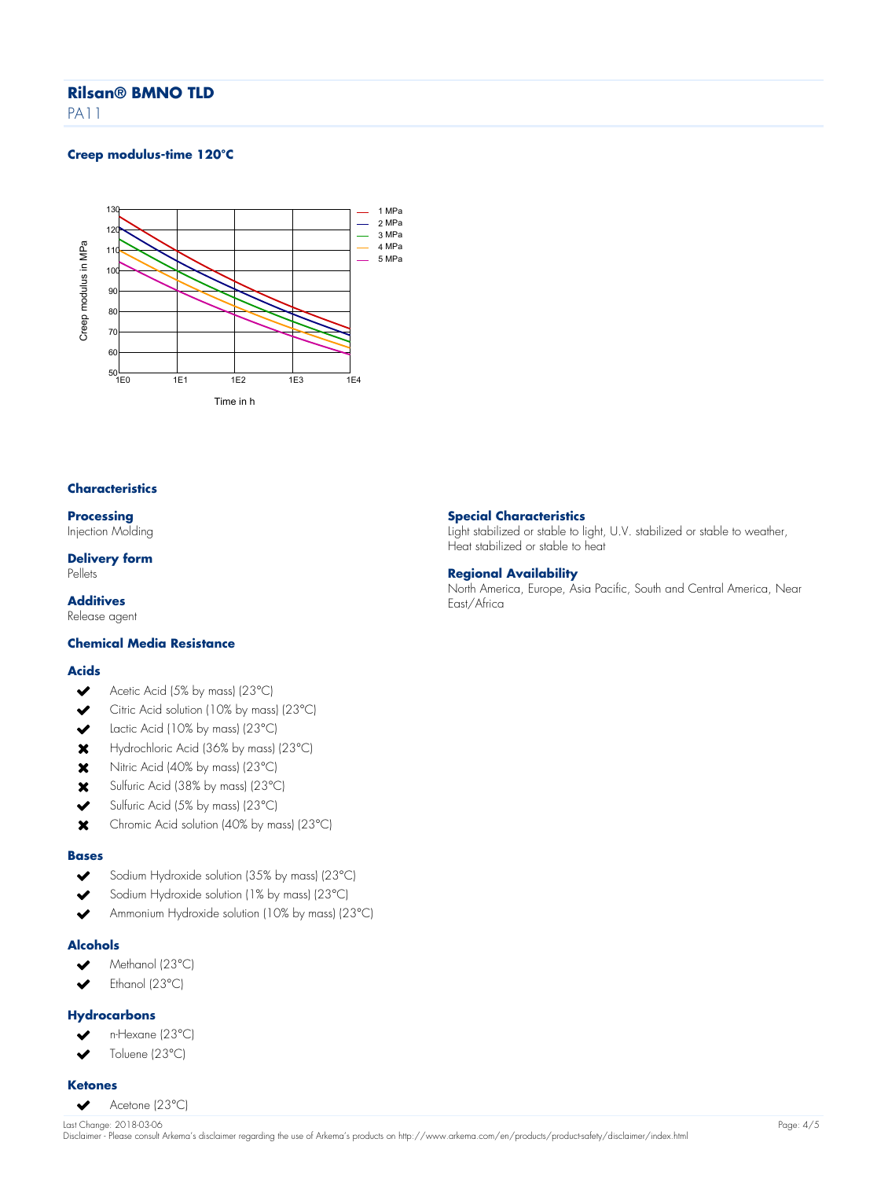## Rilsan® BMNO TLD

PA11

### Creep modulus-time 120°C

### Characteristics

**Processing**
Injection Molding

**Delivery form**
Pellets

**Additives**
Release agent

**Special Characteristics**
Light stabilized or stable to light, U.V. stabilized or stable to weather, Heat stabilized or stable to heat

**Regional Availability**
North America, Europe, Asia Pacific, South and Central America, Near East/Africa

### Chemical Media Resistance

**Acids**

- ✔ Acetic Acid (5% by mass) (23°C)
- ✔ Citric Acid solution (10% by mass) (23°C)
- ✔ Lactic Acid (10% by mass) (23°C)
- ✖ Hydrochloric Acid (36% by mass) (23°C)
- ✖ Nitric Acid (40% by mass) (23°C)
- ✖ Sulfuric Acid (38% by mass) (23°C)
- ✔ Sulfuric Acid (5% by mass) (23°C)
- ✖ Chromic Acid solution (40% by mass) (23°C)

**Bases**

- ✔ Sodium Hydroxide solution (35% by mass) (23°C)
- ✔ Sodium Hydroxide solution (1% by mass) (23°C)
- ✔ Ammonium Hydroxide solution (10% by mass) (23°C)

**Alcohols**

- ✔ Methanol (23°C)
- ✔ Ethanol (23°C)

**Hydrocarbons**

- ✔ n-Hexane (23°C)
- ✔ Toluene (23°C)

**Ketones**

- ✔ Acetone (23°C)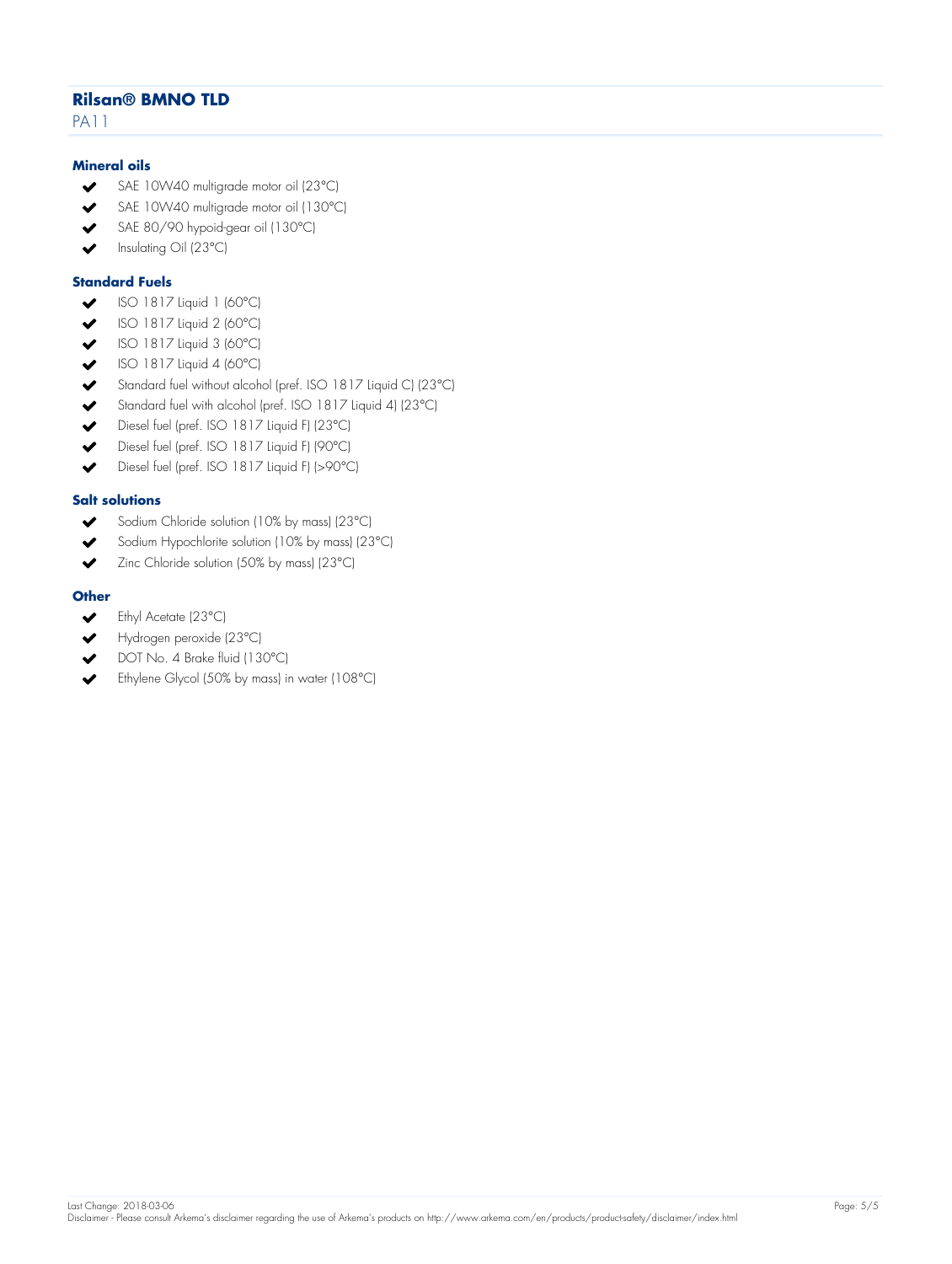# Rilsan® BMNO TLD

PA11

### Mineral oils

- ✔ SAE 10W40 multigrade motor oil (23°C)
- ✔ SAE 10W40 multigrade motor oil (130°C)
- ✔ SAE 80/90 hypoid-gear oil (130°C)
- ✔ Insulating Oil (23°C)

### Standard Fuels

- ✔ ISO 1817 Liquid 1 (60°C)
- ✔ ISO 1817 Liquid 2 (60°C)
- ✔ ISO 1817 Liquid 3 (60°C)
- ✔ ISO 1817 Liquid 4 (60°C)
- ✔ Standard fuel without alcohol (pref. ISO 1817 Liquid C) (23°C)
- ✔ Standard fuel with alcohol (pref. ISO 1817 Liquid 4) (23°C)
- ✔ Diesel fuel (pref. ISO 1817 Liquid F) (23°C)
- ✔ Diesel fuel (pref. ISO 1817 Liquid F) (90°C)
- ✔ Diesel fuel (pref. ISO 1817 Liquid F) (>90°C)

### Salt solutions

- ✔ Sodium Chloride solution (10% by mass) (23°C)
- ✔ Sodium Hypochlorite solution (10% by mass) (23°C)
- ✔ Zinc Chloride solution (50% by mass) (23°C)

### Other

- ✔ Ethyl Acetate (23°C)
- ✔ Hydrogen peroxide (23°C)
- ✔ DOT No. 4 Brake fluid (130°C)
- ✔ Ethylene Glycol (50% by mass) in water (108°C)

Last Change: 2018-03-06

Disclaimer - Please consult Arkema's disclaimer regarding the use of Arkema's products on http://www.arkema.com/en/products/product-safety/disclaimer/index.html